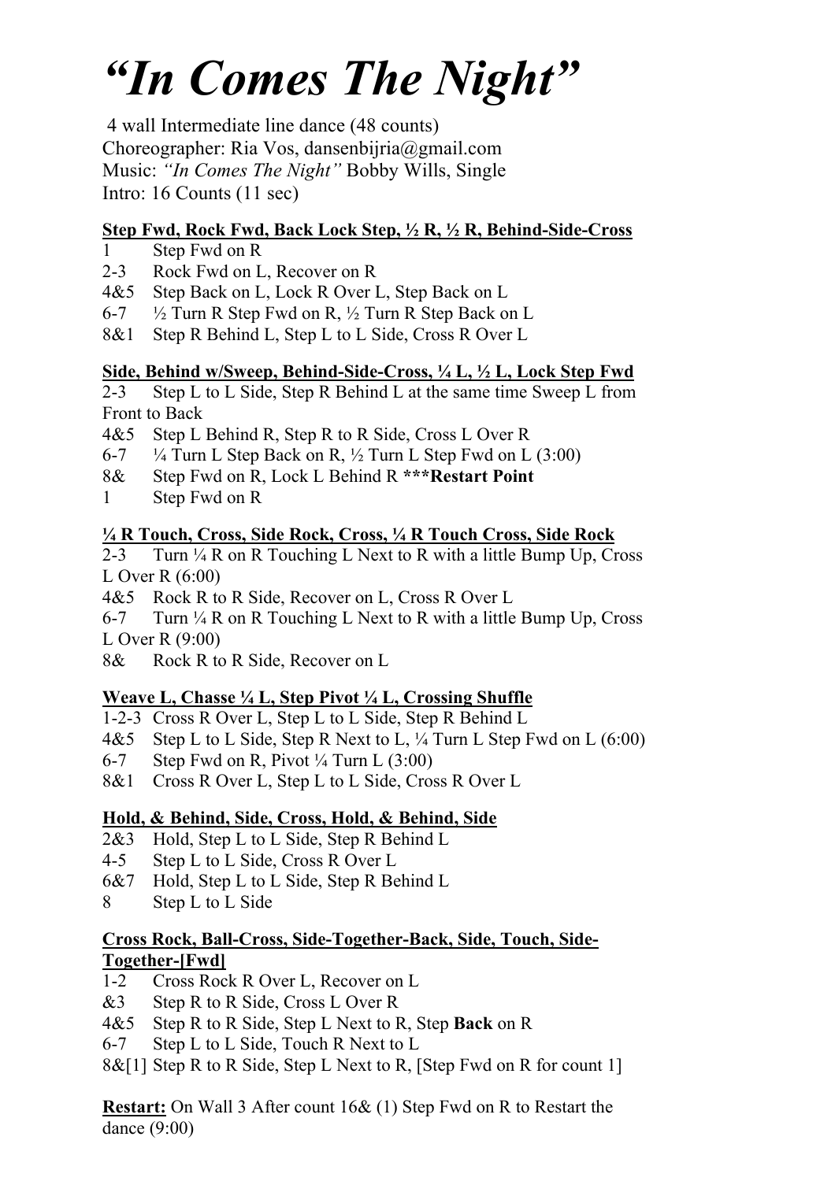# *"In Comes The Night"*

4 wall Intermediate line dance (48 counts)
Choreographer: Ria Vos, dansenbijria@gmail.com
Music: *"In Comes The Night"* Bobby Wills, Single
Intro: 16 Counts (11 sec)

**Step Fwd, Rock Fwd, Back Lock Step, ½ R, ½ R, Behind-Side-Cross**

1 Step Fwd on R
2-3 Rock Fwd on L, Recover on R
4&5 Step Back on L, Lock R Over L, Step Back on L
6-7 ½ Turn R Step Fwd on R, ½ Turn R Step Back on L
8&1 Step R Behind L, Step L to L Side, Cross R Over L

**Side, Behind w/Sweep, Behind-Side-Cross, ¼ L, ½ L, Lock Step Fwd**

2-3 Step L to L Side, Step R Behind L at the same time Sweep L from Front to Back
4&5 Step L Behind R, Step R to R Side, Cross L Over R
6-7 ¼ Turn L Step Back on R, ½ Turn L Step Fwd on L (3:00)
8& Step Fwd on R, Lock L Behind R **\*\*\*Restart Point**
1 Step Fwd on R

**¼ R Touch, Cross, Side Rock, Cross, ¼ R Touch Cross, Side Rock**

2-3 Turn ¼ R on R Touching L Next to R with a little Bump Up, Cross L Over R (6:00)
4&5 Rock R to R Side, Recover on L, Cross R Over L
6-7 Turn ¼ R on R Touching L Next to R with a little Bump Up, Cross L Over R (9:00)
8& Rock R to R Side, Recover on L

**Weave L, Chasse ¼ L, Step Pivot ¼ L, Crossing Shuffle**

1-2-3 Cross R Over L, Step L to L Side, Step R Behind L
4&5 Step L to L Side, Step R Next to L, ¼ Turn L Step Fwd on L (6:00)
6-7 Step Fwd on R, Pivot ¼ Turn L (3:00)
8&1 Cross R Over L, Step L to L Side, Cross R Over L

**Hold, & Behind, Side, Cross, Hold, & Behind, Side**

2&3 Hold, Step L to L Side, Step R Behind L
4-5 Step L to L Side, Cross R Over L
6&7 Hold, Step L to L Side, Step R Behind L
8 Step L to L Side

**Cross Rock, Ball-Cross, Side-Together-Back, Side, Touch, Side-Together-[Fwd]**

1-2 Cross Rock R Over L, Recover on L
&3 Step R to R Side, Cross L Over R
4&5 Step R to R Side, Step L Next to R, Step **Back** on R
6-7 Step L to L Side, Touch R Next to L
8&[1] Step R to R Side, Step L Next to R, [Step Fwd on R for count 1]

**Restart:** On Wall 3 After count 16& (1) Step Fwd on R to Restart the dance (9:00)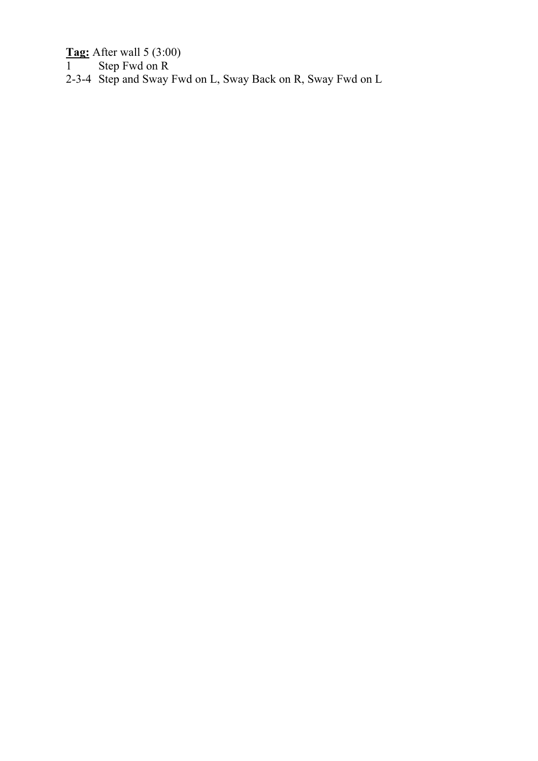**<u>Tag:</u>** After wall 5 (3:00)

1 Step Fwd on R

2-3-4 Step and Sway Fwd on L, Sway Back on R, Sway Fwd on L